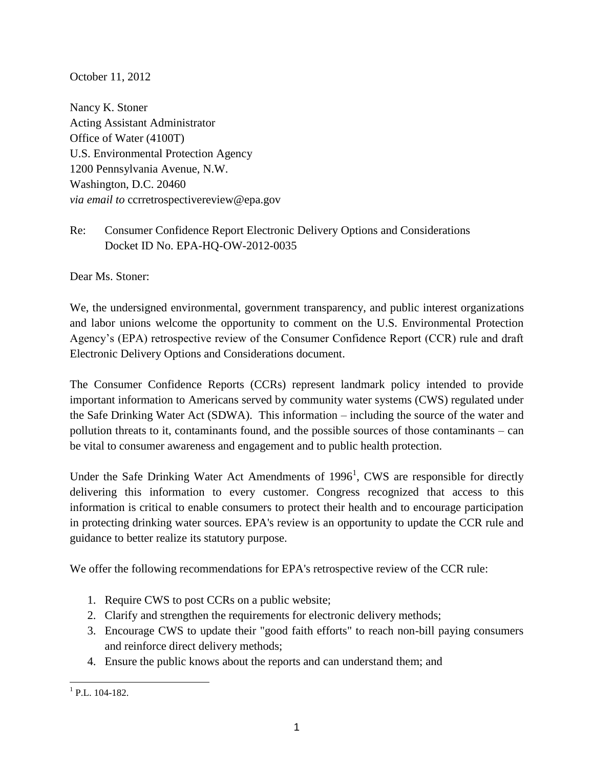October 11, 2012

Nancy K. Stoner
Acting Assistant Administrator
Office of Water (4100T)
U.S. Environmental Protection Agency
1200 Pennsylvania Avenue, N.W.
Washington, D.C. 20460
*via email to* ccrretrospectivereview@epa.gov

Re: Consumer Confidence Report Electronic Delivery Options and Considerations
Docket ID No. EPA-HQ-OW-2012-0035

Dear Ms. Stoner:

We, the undersigned environmental, government transparency, and public interest organizations and labor unions welcome the opportunity to comment on the U.S. Environmental Protection Agency's (EPA) retrospective review of the Consumer Confidence Report (CCR) rule and draft Electronic Delivery Options and Considerations document.

The Consumer Confidence Reports (CCRs) represent landmark policy intended to provide important information to Americans served by community water systems (CWS) regulated under the Safe Drinking Water Act (SDWA). This information – including the source of the water and pollution threats to it, contaminants found, and the possible sources of those contaminants – can be vital to consumer awareness and engagement and to public health protection.

Under the Safe Drinking Water Act Amendments of 1996[1], CWS are responsible for directly delivering this information to every customer. Congress recognized that access to this information is critical to enable consumers to protect their health and to encourage participation in protecting drinking water sources. EPA's review is an opportunity to update the CCR rule and guidance to better realize its statutory purpose.

We offer the following recommendations for EPA's retrospective review of the CCR rule:

1. Require CWS to post CCRs on a public website;
2. Clarify and strengthen the requirements for electronic delivery methods;
3. Encourage CWS to update their "good faith efforts" to reach non-bill paying consumers and reinforce direct delivery methods;
4. Ensure the public knows about the reports and can understand them; and

[1] P.L. 104-182.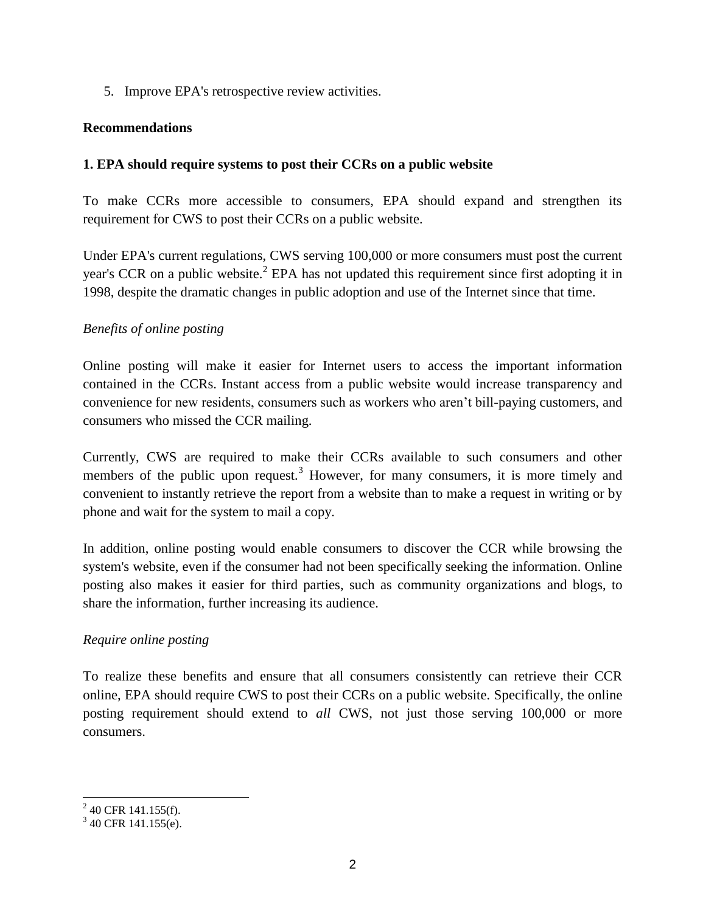5. Improve EPA's retrospective review activities.

**Recommendations**

**1. EPA should require systems to post their CCRs on a public website**

To make CCRs more accessible to consumers, EPA should expand and strengthen its requirement for CWS to post their CCRs on a public website.

Under EPA's current regulations, CWS serving 100,000 or more consumers must post the current year's CCR on a public website.[2] EPA has not updated this requirement since first adopting it in 1998, despite the dramatic changes in public adoption and use of the Internet since that time.

*Benefits of online posting*

Online posting will make it easier for Internet users to access the important information contained in the CCRs. Instant access from a public website would increase transparency and convenience for new residents, consumers such as workers who aren't bill-paying customers, and consumers who missed the CCR mailing.

Currently, CWS are required to make their CCRs available to such consumers and other members of the public upon request.[3] However, for many consumers, it is more timely and convenient to instantly retrieve the report from a website than to make a request in writing or by phone and wait for the system to mail a copy.

In addition, online posting would enable consumers to discover the CCR while browsing the system's website, even if the consumer had not been specifically seeking the information. Online posting also makes it easier for third parties, such as community organizations and blogs, to share the information, further increasing its audience.

*Require online posting*

To realize these benefits and ensure that all consumers consistently can retrieve their CCR online, EPA should require CWS to post their CCRs on a public website. Specifically, the online posting requirement should extend to *all* CWS, not just those serving 100,000 or more consumers.

---

[2] 40 CFR 141.155(f).

[3] 40 CFR 141.155(e).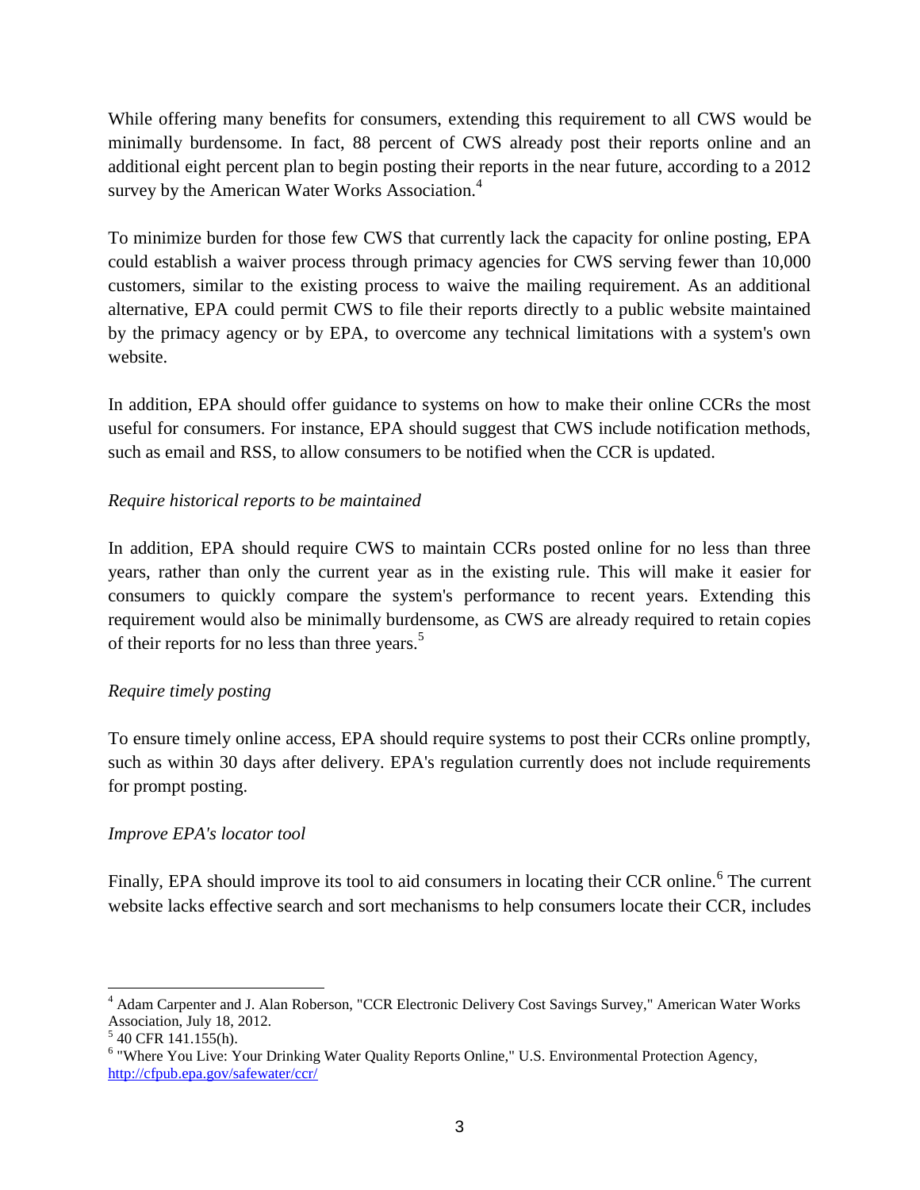While offering many benefits for consumers, extending this requirement to all CWS would be minimally burdensome. In fact, 88 percent of CWS already post their reports online and an additional eight percent plan to begin posting their reports in the near future, according to a 2012 survey by the American Water Works Association.[4]

To minimize burden for those few CWS that currently lack the capacity for online posting, EPA could establish a waiver process through primacy agencies for CWS serving fewer than 10,000 customers, similar to the existing process to waive the mailing requirement. As an additional alternative, EPA could permit CWS to file their reports directly to a public website maintained by the primacy agency or by EPA, to overcome any technical limitations with a system's own website.

In addition, EPA should offer guidance to systems on how to make their online CCRs the most useful for consumers. For instance, EPA should suggest that CWS include notification methods, such as email and RSS, to allow consumers to be notified when the CCR is updated.

*Require historical reports to be maintained*

In addition, EPA should require CWS to maintain CCRs posted online for no less than three years, rather than only the current year as in the existing rule. This will make it easier for consumers to quickly compare the system's performance to recent years. Extending this requirement would also be minimally burdensome, as CWS are already required to retain copies of their reports for no less than three years.[5]

*Require timely posting*

To ensure timely online access, EPA should require systems to post their CCRs online promptly, such as within 30 days after delivery. EPA's regulation currently does not include requirements for prompt posting.

*Improve EPA's locator tool*

Finally, EPA should improve its tool to aid consumers in locating their CCR online.[6] The current website lacks effective search and sort mechanisms to help consumers locate their CCR, includes

---

[4] Adam Carpenter and J. Alan Roberson, "CCR Electronic Delivery Cost Savings Survey," American Water Works Association, July 18, 2012.

[5] 40 CFR 141.155(h).

[6] "Where You Live: Your Drinking Water Quality Reports Online," U.S. Environmental Protection Agency, http://cfpub.epa.gov/safewater/ccr/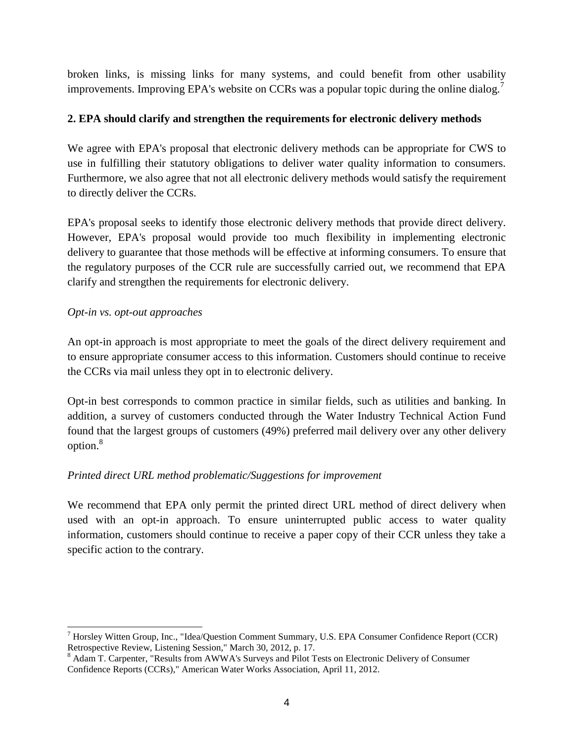broken links, is missing links for many systems, and could benefit from other usability improvements. Improving EPA's website on CCRs was a popular topic during the online dialog.[7]

**2. EPA should clarify and strengthen the requirements for electronic delivery methods**

We agree with EPA's proposal that electronic delivery methods can be appropriate for CWS to use in fulfilling their statutory obligations to deliver water quality information to consumers. Furthermore, we also agree that not all electronic delivery methods would satisfy the requirement to directly deliver the CCRs.

EPA's proposal seeks to identify those electronic delivery methods that provide direct delivery. However, EPA's proposal would provide too much flexibility in implementing electronic delivery to guarantee that those methods will be effective at informing consumers. To ensure that the regulatory purposes of the CCR rule are successfully carried out, we recommend that EPA clarify and strengthen the requirements for electronic delivery.

*Opt-in vs. opt-out approaches*

An opt-in approach is most appropriate to meet the goals of the direct delivery requirement and to ensure appropriate consumer access to this information. Customers should continue to receive the CCRs via mail unless they opt in to electronic delivery.

Opt-in best corresponds to common practice in similar fields, such as utilities and banking. In addition, a survey of customers conducted through the Water Industry Technical Action Fund found that the largest groups of customers (49%) preferred mail delivery over any other delivery option.[8]

*Printed direct URL method problematic/Suggestions for improvement*

We recommend that EPA only permit the printed direct URL method of direct delivery when used with an opt-in approach. To ensure uninterrupted public access to water quality information, customers should continue to receive a paper copy of their CCR unless they take a specific action to the contrary.

---

[7] Horsley Witten Group, Inc., "Idea/Question Comment Summary, U.S. EPA Consumer Confidence Report (CCR) Retrospective Review, Listening Session," March 30, 2012, p. 17.

[8] Adam T. Carpenter, "Results from AWWA's Surveys and Pilot Tests on Electronic Delivery of Consumer Confidence Reports (CCRs)," American Water Works Association, April 11, 2012.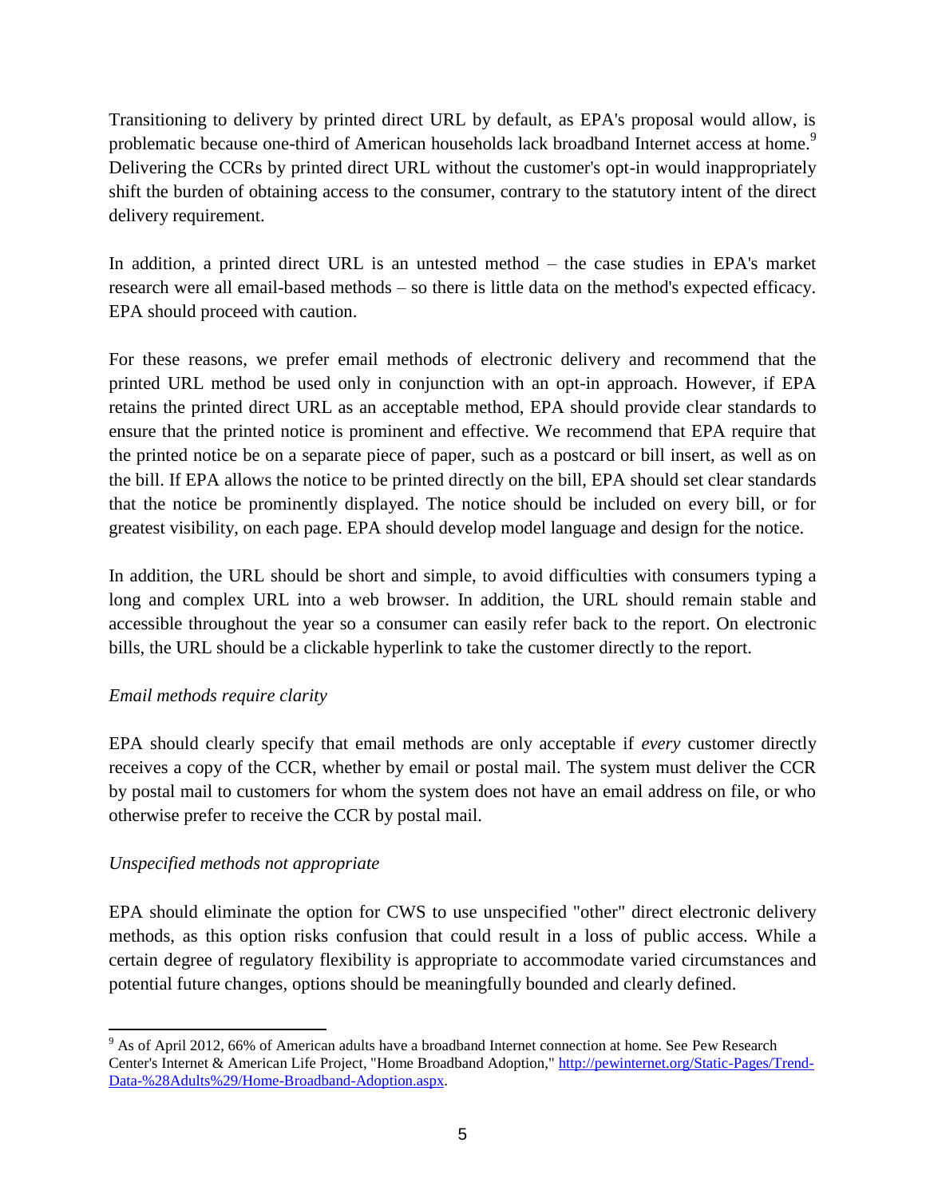Transitioning to delivery by printed direct URL by default, as EPA's proposal would allow, is problematic because one-third of American households lack broadband Internet access at home.[9] Delivering the CCRs by printed direct URL without the customer's opt-in would inappropriately shift the burden of obtaining access to the consumer, contrary to the statutory intent of the direct delivery requirement.

In addition, a printed direct URL is an untested method – the case studies in EPA's market research were all email-based methods – so there is little data on the method's expected efficacy. EPA should proceed with caution.

For these reasons, we prefer email methods of electronic delivery and recommend that the printed URL method be used only in conjunction with an opt-in approach. However, if EPA retains the printed direct URL as an acceptable method, EPA should provide clear standards to ensure that the printed notice is prominent and effective. We recommend that EPA require that the printed notice be on a separate piece of paper, such as a postcard or bill insert, as well as on the bill. If EPA allows the notice to be printed directly on the bill, EPA should set clear standards that the notice be prominently displayed. The notice should be included on every bill, or for greatest visibility, on each page. EPA should develop model language and design for the notice.

In addition, the URL should be short and simple, to avoid difficulties with consumers typing a long and complex URL into a web browser. In addition, the URL should remain stable and accessible throughout the year so a consumer can easily refer back to the report. On electronic bills, the URL should be a clickable hyperlink to take the customer directly to the report.

*Email methods require clarity*

EPA should clearly specify that email methods are only acceptable if *every* customer directly receives a copy of the CCR, whether by email or postal mail. The system must deliver the CCR by postal mail to customers for whom the system does not have an email address on file, or who otherwise prefer to receive the CCR by postal mail.

*Unspecified methods not appropriate*

EPA should eliminate the option for CWS to use unspecified "other" direct electronic delivery methods, as this option risks confusion that could result in a loss of public access. While a certain degree of regulatory flexibility is appropriate to accommodate varied circumstances and potential future changes, options should be meaningfully bounded and clearly defined.

---

[9] As of April 2012, 66% of American adults have a broadband Internet connection at home. See Pew Research Center's Internet & American Life Project, "Home Broadband Adoption," http://pewinternet.org/Static-Pages/Trend-Data-%28Adults%29/Home-Broadband-Adoption.aspx.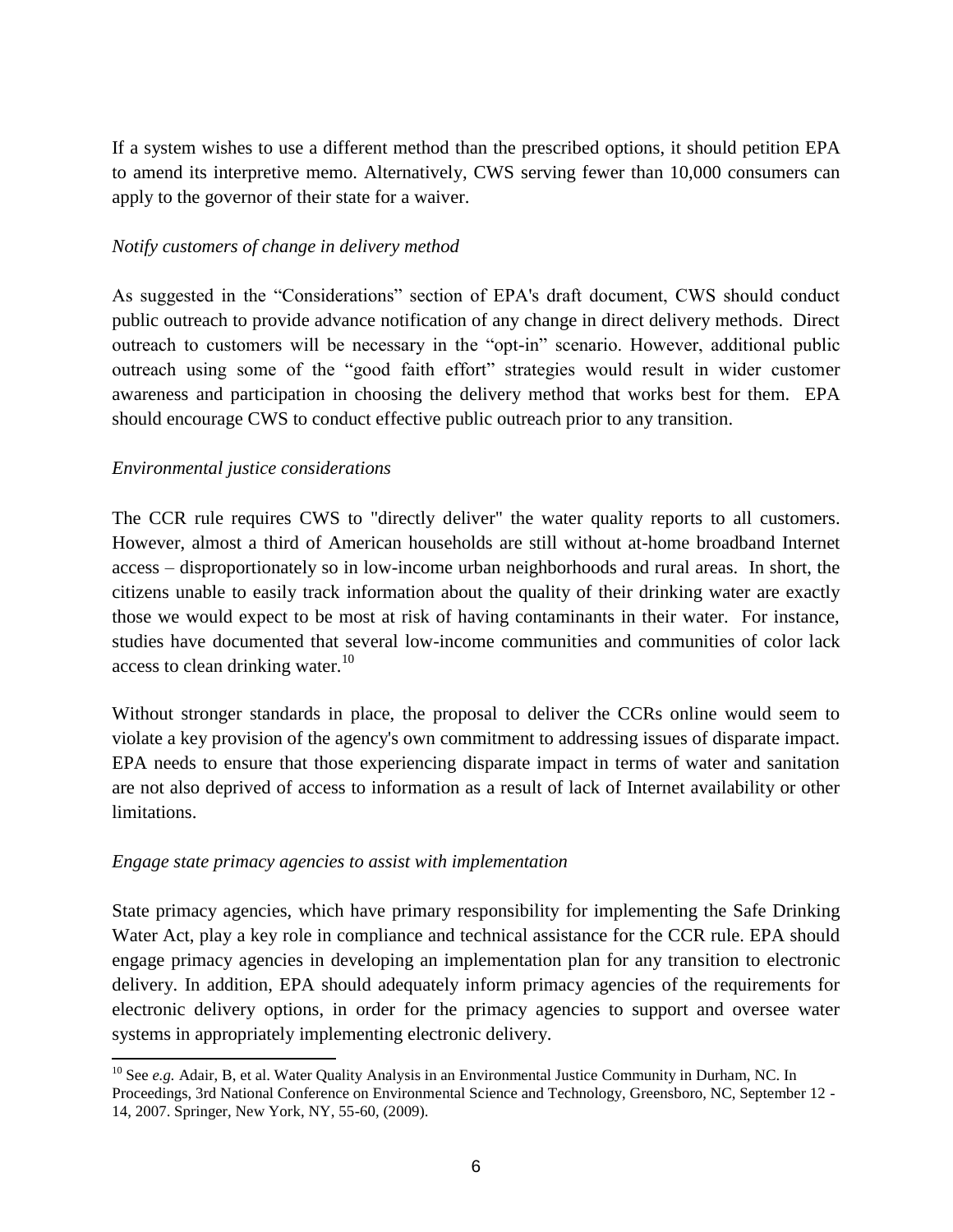If a system wishes to use a different method than the prescribed options, it should petition EPA to amend its interpretive memo. Alternatively, CWS serving fewer than 10,000 consumers can apply to the governor of their state for a waiver.

*Notify customers of change in delivery method*

As suggested in the "Considerations" section of EPA's draft document, CWS should conduct public outreach to provide advance notification of any change in direct delivery methods. Direct outreach to customers will be necessary in the "opt-in" scenario. However, additional public outreach using some of the "good faith effort" strategies would result in wider customer awareness and participation in choosing the delivery method that works best for them. EPA should encourage CWS to conduct effective public outreach prior to any transition.

*Environmental justice considerations*

The CCR rule requires CWS to "directly deliver" the water quality reports to all customers. However, almost a third of American households are still without at-home broadband Internet access – disproportionately so in low-income urban neighborhoods and rural areas. In short, the citizens unable to easily track information about the quality of their drinking water are exactly those we would expect to be most at risk of having contaminants in their water. For instance, studies have documented that several low-income communities and communities of color lack access to clean drinking water.[10]

Without stronger standards in place, the proposal to deliver the CCRs online would seem to violate a key provision of the agency's own commitment to addressing issues of disparate impact. EPA needs to ensure that those experiencing disparate impact in terms of water and sanitation are not also deprived of access to information as a result of lack of Internet availability or other limitations.

*Engage state primacy agencies to assist with implementation*

State primacy agencies, which have primary responsibility for implementing the Safe Drinking Water Act, play a key role in compliance and technical assistance for the CCR rule. EPA should engage primacy agencies in developing an implementation plan for any transition to electronic delivery. In addition, EPA should adequately inform primacy agencies of the requirements for electronic delivery options, in order for the primacy agencies to support and oversee water systems in appropriately implementing electronic delivery.

---

[10] See *e.g.* Adair, B, et al. Water Quality Analysis in an Environmental Justice Community in Durham, NC. In Proceedings, 3rd National Conference on Environmental Science and Technology, Greensboro, NC, September 12 - 14, 2007. Springer, New York, NY, 55-60, (2009).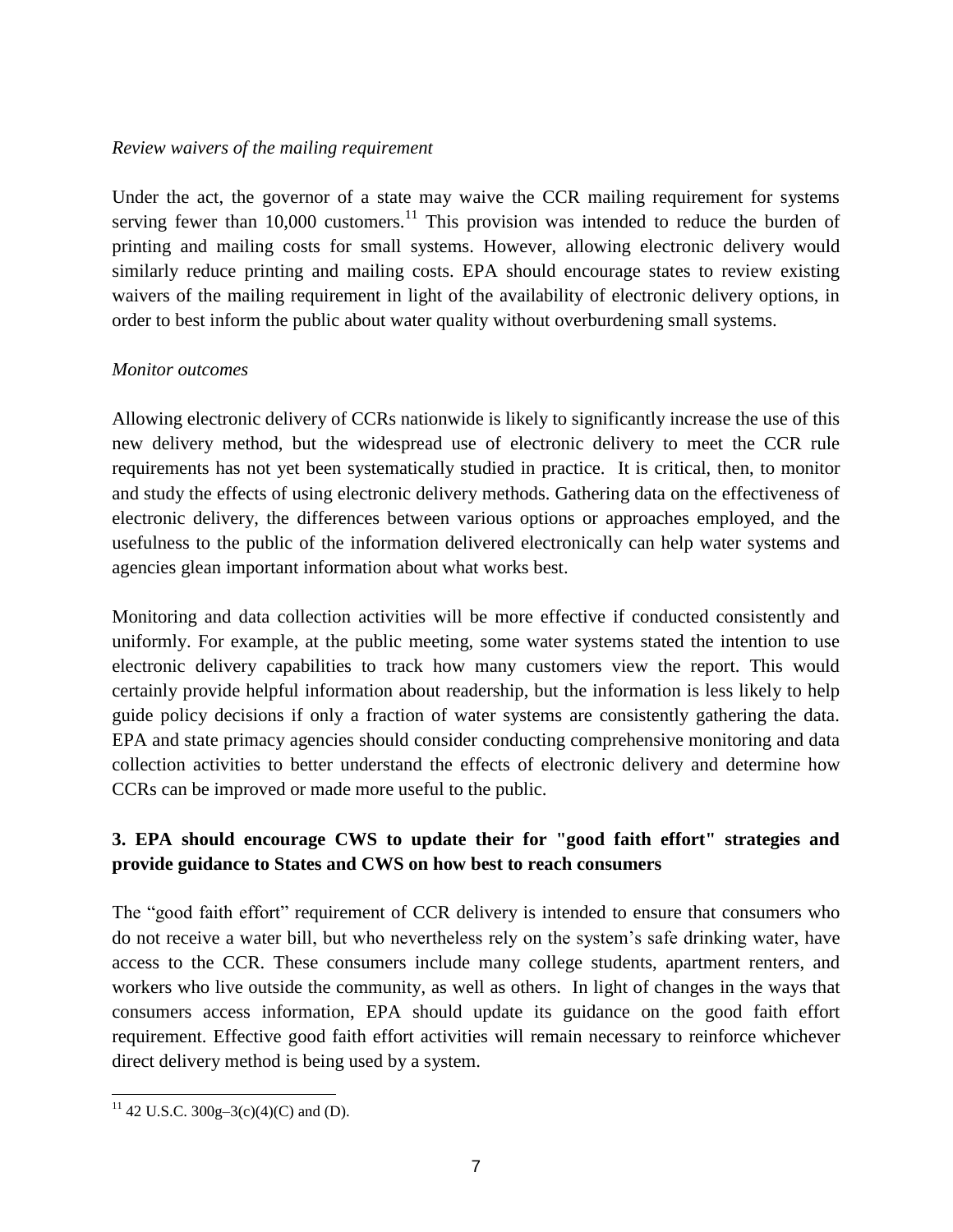*Review waivers of the mailing requirement*

Under the act, the governor of a state may waive the CCR mailing requirement for systems serving fewer than 10,000 customers.[11] This provision was intended to reduce the burden of printing and mailing costs for small systems. However, allowing electronic delivery would similarly reduce printing and mailing costs. EPA should encourage states to review existing waivers of the mailing requirement in light of the availability of electronic delivery options, in order to best inform the public about water quality without overburdening small systems.

*Monitor outcomes*

Allowing electronic delivery of CCRs nationwide is likely to significantly increase the use of this new delivery method, but the widespread use of electronic delivery to meet the CCR rule requirements has not yet been systematically studied in practice. It is critical, then, to monitor and study the effects of using electronic delivery methods. Gathering data on the effectiveness of electronic delivery, the differences between various options or approaches employed, and the usefulness to the public of the information delivered electronically can help water systems and agencies glean important information about what works best.

Monitoring and data collection activities will be more effective if conducted consistently and uniformly. For example, at the public meeting, some water systems stated the intention to use electronic delivery capabilities to track how many customers view the report. This would certainly provide helpful information about readership, but the information is less likely to help guide policy decisions if only a fraction of water systems are consistently gathering the data. EPA and state primacy agencies should consider conducting comprehensive monitoring and data collection activities to better understand the effects of electronic delivery and determine how CCRs can be improved or made more useful to the public.

**3. EPA should encourage CWS to update their for "good faith effort" strategies and provide guidance to States and CWS on how best to reach consumers**

The "good faith effort" requirement of CCR delivery is intended to ensure that consumers who do not receive a water bill, but who nevertheless rely on the system's safe drinking water, have access to the CCR. These consumers include many college students, apartment renters, and workers who live outside the community, as well as others. In light of changes in the ways that consumers access information, EPA should update its guidance on the good faith effort requirement. Effective good faith effort activities will remain necessary to reinforce whichever direct delivery method is being used by a system.

---

[11] 42 U.S.C. 300g–3(c)(4)(C) and (D).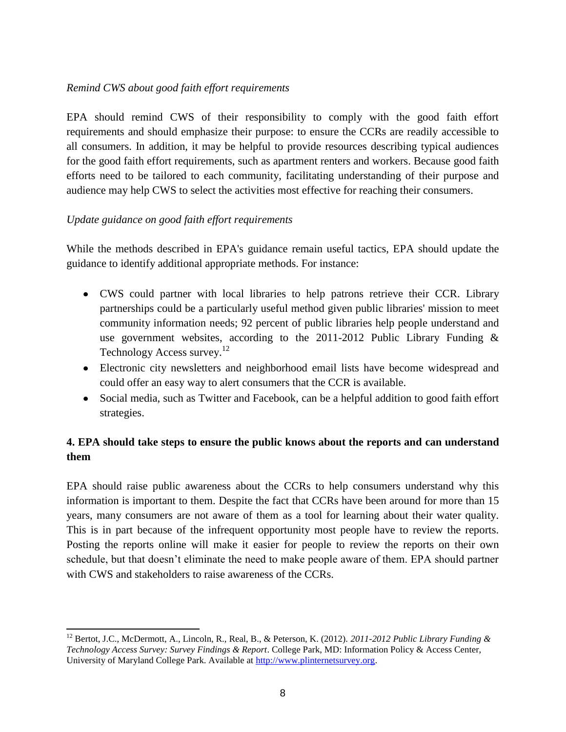*Remind CWS about good faith effort requirements*

EPA should remind CWS of their responsibility to comply with the good faith effort requirements and should emphasize their purpose: to ensure the CCRs are readily accessible to all consumers. In addition, it may be helpful to provide resources describing typical audiences for the good faith effort requirements, such as apartment renters and workers. Because good faith efforts need to be tailored to each community, facilitating understanding of their purpose and audience may help CWS to select the activities most effective for reaching their consumers.

*Update guidance on good faith effort requirements*

While the methods described in EPA's guidance remain useful tactics, EPA should update the guidance to identify additional appropriate methods. For instance:

- CWS could partner with local libraries to help patrons retrieve their CCR. Library partnerships could be a particularly useful method given public libraries' mission to meet community information needs; 92 percent of public libraries help people understand and use government websites, according to the 2011-2012 Public Library Funding & Technology Access survey.[12]
- Electronic city newsletters and neighborhood email lists have become widespread and could offer an easy way to alert consumers that the CCR is available.
- Social media, such as Twitter and Facebook, can be a helpful addition to good faith effort strategies.

### 4. EPA should take steps to ensure the public knows about the reports and can understand them

EPA should raise public awareness about the CCRs to help consumers understand why this information is important to them. Despite the fact that CCRs have been around for more than 15 years, many consumers are not aware of them as a tool for learning about their water quality. This is in part because of the infrequent opportunity most people have to review the reports. Posting the reports online will make it easier for people to review the reports on their own schedule, but that doesn't eliminate the need to make people aware of them. EPA should partner with CWS and stakeholders to raise awareness of the CCRs.

---

[12] Bertot, J.C., McDermott, A., Lincoln, R., Real, B., & Peterson, K. (2012). *2011-2012 Public Library Funding & Technology Access Survey: Survey Findings & Report*. College Park, MD: Information Policy & Access Center, University of Maryland College Park. Available at [http://www.plinternetsurvey.org](http://www.plinternetsurvey.org).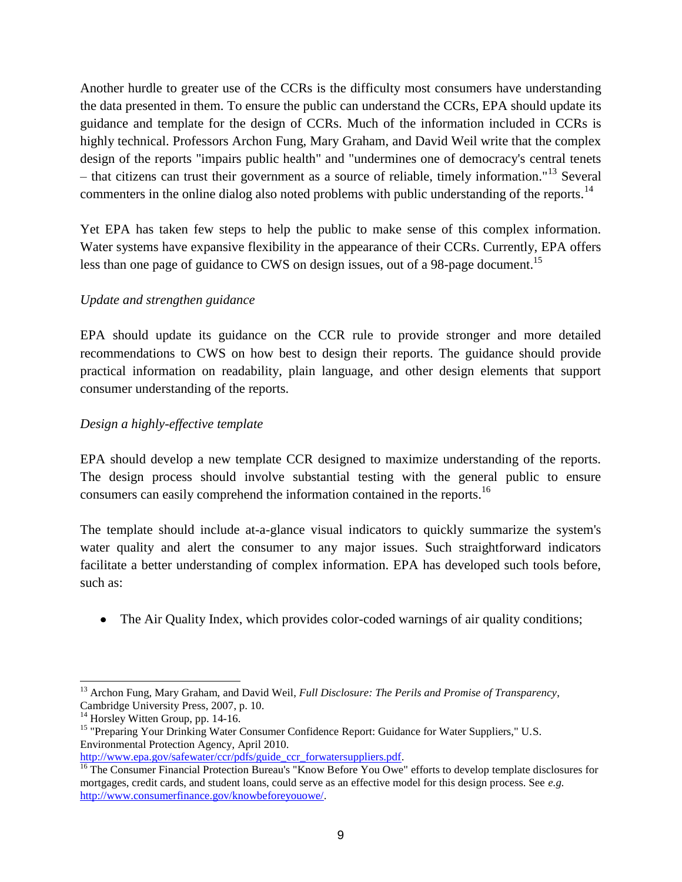Another hurdle to greater use of the CCRs is the difficulty most consumers have understanding the data presented in them. To ensure the public can understand the CCRs, EPA should update its guidance and template for the design of CCRs. Much of the information included in CCRs is highly technical. Professors Archon Fung, Mary Graham, and David Weil write that the complex design of the reports "impairs public health" and "undermines one of democracy's central tenets – that citizens can trust their government as a source of reliable, timely information."[13] Several commenters in the online dialog also noted problems with public understanding of the reports.[14]

Yet EPA has taken few steps to help the public to make sense of this complex information. Water systems have expansive flexibility in the appearance of their CCRs. Currently, EPA offers less than one page of guidance to CWS on design issues, out of a 98-page document.[15]

*Update and strengthen guidance*

EPA should update its guidance on the CCR rule to provide stronger and more detailed recommendations to CWS on how best to design their reports. The guidance should provide practical information on readability, plain language, and other design elements that support consumer understanding of the reports.

*Design a highly-effective template*

EPA should develop a new template CCR designed to maximize understanding of the reports. The design process should involve substantial testing with the general public to ensure consumers can easily comprehend the information contained in the reports.[16]

The template should include at-a-glance visual indicators to quickly summarize the system's water quality and alert the consumer to any major issues. Such straightforward indicators facilitate a better understanding of complex information. EPA has developed such tools before, such as:

- The Air Quality Index, which provides color-coded warnings of air quality conditions;

---

[13] Archon Fung, Mary Graham, and David Weil, *Full Disclosure: The Perils and Promise of Transparency*, Cambridge University Press, 2007, p. 10.

[14] Horsley Witten Group, pp. 14-16.

[15] "Preparing Your Drinking Water Consumer Confidence Report: Guidance for Water Suppliers," U.S. Environmental Protection Agency, April 2010. http://www.epa.gov/safewater/ccr/pdfs/guide_ccr_forwatersuppliers.pdf.

[16] The Consumer Financial Protection Bureau's "Know Before You Owe" efforts to develop template disclosures for mortgages, credit cards, and student loans, could serve as an effective model for this design process. See *e.g.* http://www.consumerfinance.gov/knowbeforeyouowe/.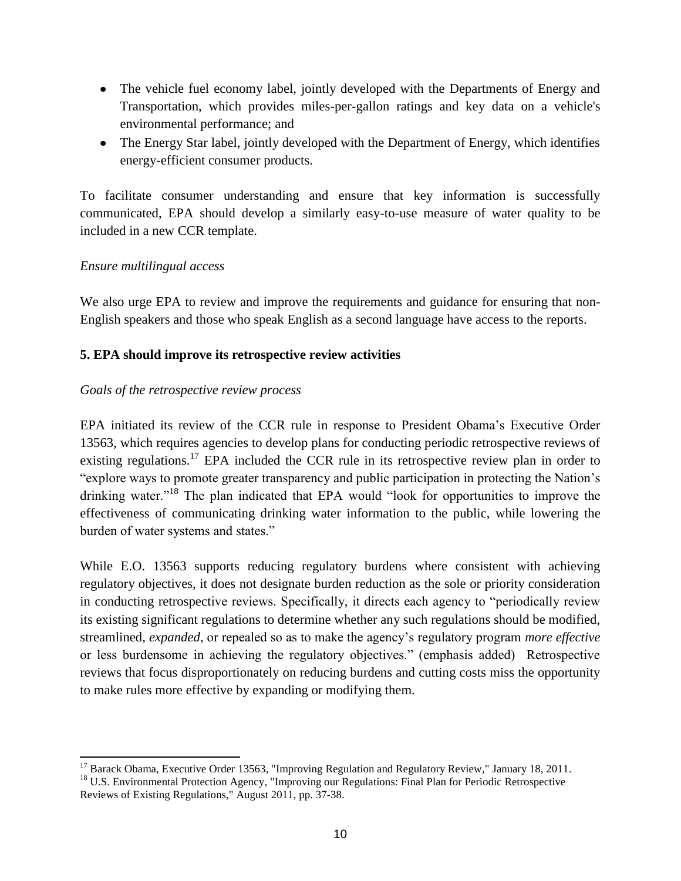- The vehicle fuel economy label, jointly developed with the Departments of Energy and Transportation, which provides miles-per-gallon ratings and key data on a vehicle's environmental performance; and
- The Energy Star label, jointly developed with the Department of Energy, which identifies energy-efficient consumer products.

To facilitate consumer understanding and ensure that key information is successfully communicated, EPA should develop a similarly easy-to-use measure of water quality to be included in a new CCR template.

*Ensure multilingual access*

We also urge EPA to review and improve the requirements and guidance for ensuring that non-English speakers and those who speak English as a second language have access to the reports.

**5. EPA should improve its retrospective review activities**

*Goals of the retrospective review process*

EPA initiated its review of the CCR rule in response to President Obama's Executive Order 13563, which requires agencies to develop plans for conducting periodic retrospective reviews of existing regulations.[17] EPA included the CCR rule in its retrospective review plan in order to "explore ways to promote greater transparency and public participation in protecting the Nation's drinking water."[18] The plan indicated that EPA would "look for opportunities to improve the effectiveness of communicating drinking water information to the public, while lowering the burden of water systems and states."

While E.O. 13563 supports reducing regulatory burdens where consistent with achieving regulatory objectives, it does not designate burden reduction as the sole or priority consideration in conducting retrospective reviews. Specifically, it directs each agency to "periodically review its existing significant regulations to determine whether any such regulations should be modified, streamlined, *expanded*, or repealed so as to make the agency's regulatory program *more effective* or less burdensome in achieving the regulatory objectives." (emphasis added) Retrospective reviews that focus disproportionately on reducing burdens and cutting costs miss the opportunity to make rules more effective by expanding or modifying them.

---

[17] Barack Obama, Executive Order 13563, "Improving Regulation and Regulatory Review," January 18, 2011.

[18] U.S. Environmental Protection Agency, "Improving our Regulations: Final Plan for Periodic Retrospective Reviews of Existing Regulations," August 2011, pp. 37-38.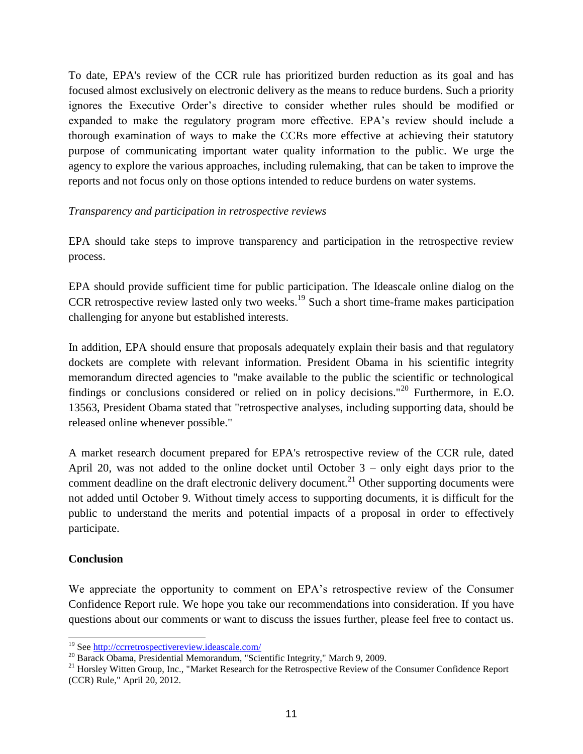To date, EPA's review of the CCR rule has prioritized burden reduction as its goal and has focused almost exclusively on electronic delivery as the means to reduce burdens. Such a priority ignores the Executive Order's directive to consider whether rules should be modified or expanded to make the regulatory program more effective. EPA's review should include a thorough examination of ways to make the CCRs more effective at achieving their statutory purpose of communicating important water quality information to the public. We urge the agency to explore the various approaches, including rulemaking, that can be taken to improve the reports and not focus only on those options intended to reduce burdens on water systems.

*Transparency and participation in retrospective reviews*

EPA should take steps to improve transparency and participation in the retrospective review process.

EPA should provide sufficient time for public participation. The Ideascale online dialog on the CCR retrospective review lasted only two weeks.[19] Such a short time-frame makes participation challenging for anyone but established interests.

In addition, EPA should ensure that proposals adequately explain their basis and that regulatory dockets are complete with relevant information. President Obama in his scientific integrity memorandum directed agencies to "make available to the public the scientific or technological findings or conclusions considered or relied on in policy decisions."[20] Furthermore, in E.O. 13563, President Obama stated that "retrospective analyses, including supporting data, should be released online whenever possible."

A market research document prepared for EPA's retrospective review of the CCR rule, dated April 20, was not added to the online docket until October 3 – only eight days prior to the comment deadline on the draft electronic delivery document.[21] Other supporting documents were not added until October 9. Without timely access to supporting documents, it is difficult for the public to understand the merits and potential impacts of a proposal in order to effectively participate.

**Conclusion**

We appreciate the opportunity to comment on EPA's retrospective review of the Consumer Confidence Report rule. We hope you take our recommendations into consideration. If you have questions about our comments or want to discuss the issues further, please feel free to contact us.

---

[19] See http://ccrretrospectivereview.ideascale.com/

[20] Barack Obama, Presidential Memorandum, "Scientific Integrity," March 9, 2009.

[21] Horsley Witten Group, Inc., "Market Research for the Retrospective Review of the Consumer Confidence Report (CCR) Rule," April 20, 2012.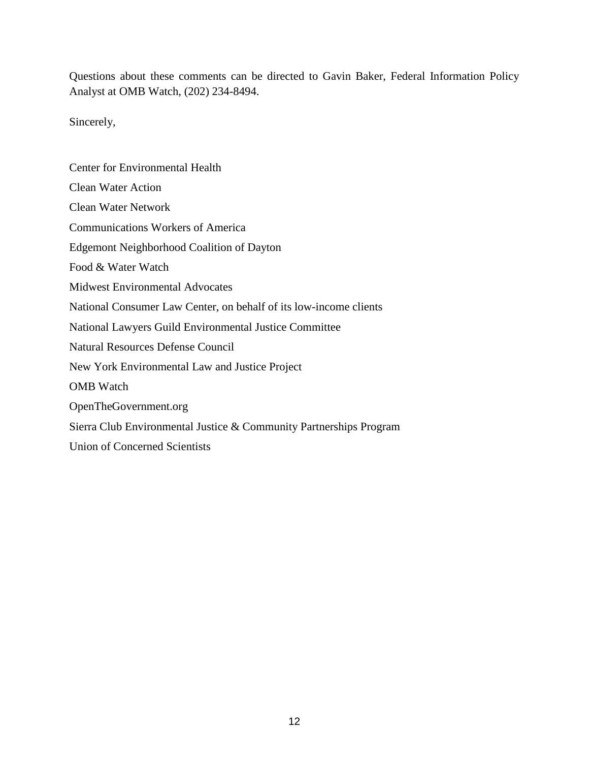Questions about these comments can be directed to Gavin Baker, Federal Information Policy Analyst at OMB Watch, (202) 234-8494.

Sincerely,

Center for Environmental Health

Clean Water Action

Clean Water Network

Communications Workers of America

Edgemont Neighborhood Coalition of Dayton

Food & Water Watch

Midwest Environmental Advocates

National Consumer Law Center, on behalf of its low-income clients

National Lawyers Guild Environmental Justice Committee

Natural Resources Defense Council

New York Environmental Law and Justice Project

OMB Watch

OpenTheGovernment.org

Sierra Club Environmental Justice & Community Partnerships Program

Union of Concerned Scientists